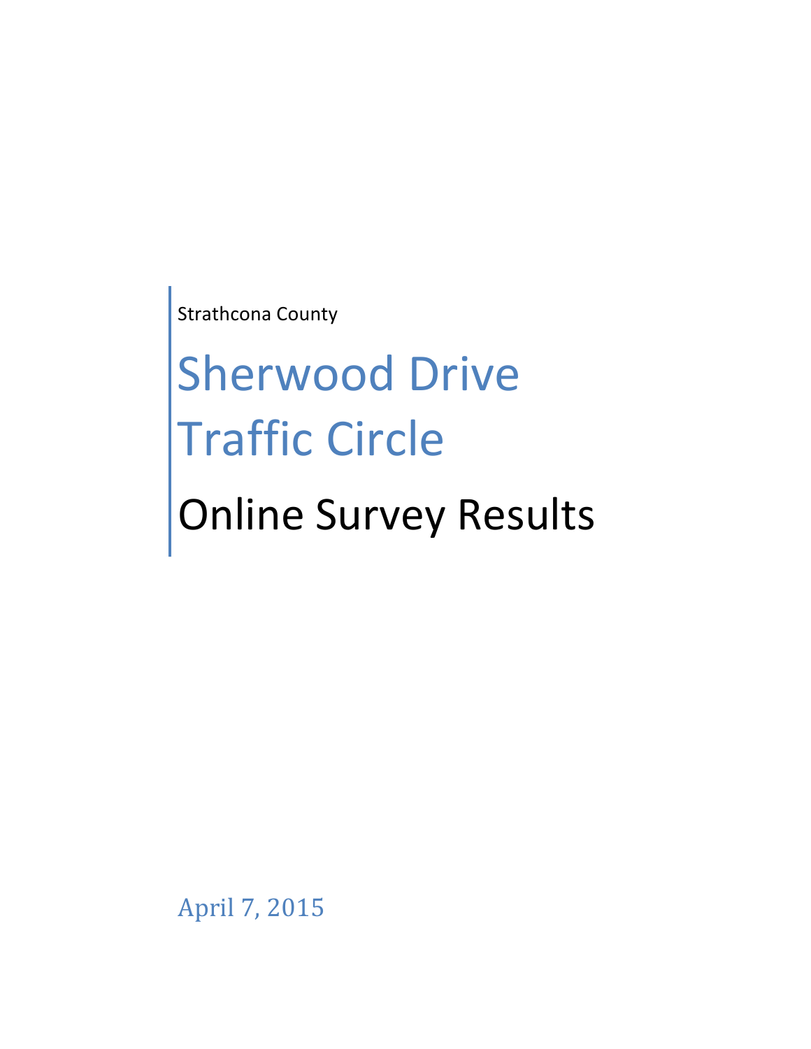Strathcona County

# Sherwood Drive Traffic Circle

## Online Survey Results

April 7, 2015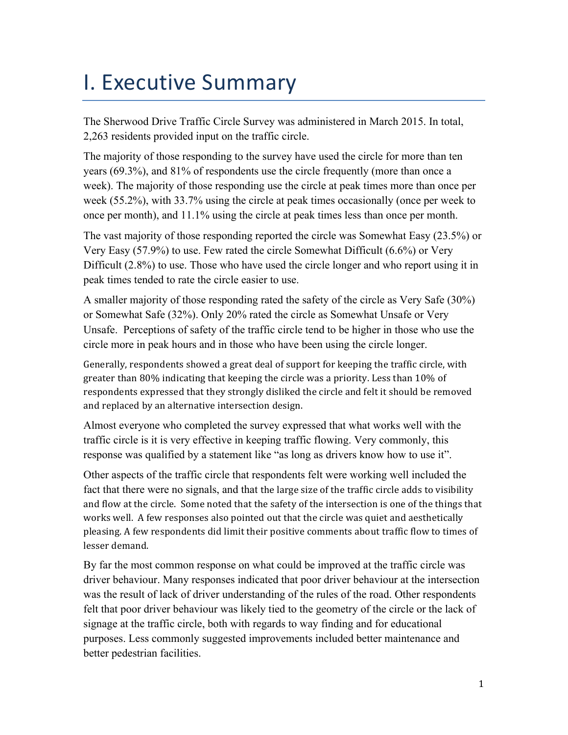# I. Executive Summary

The Sherwood Drive Traffic Circle Survey was administered in March 2015. In total, 2,263 residents provided input on the traffic circle.

The majority of those responding to the survey have used the circle for more than ten years (69.3%), and 81% of respondents use the circle frequently (more than once a week). The majority of those responding use the circle at peak times more than once per week (55.2%), with 33.7% using the circle at peak times occasionally (once per week to once per month), and 11.1% using the circle at peak times less than once per month.

The vast majority of those responding reported the circle was Somewhat Easy (23.5%) or Very Easy (57.9%) to use. Few rated the circle Somewhat Difficult (6.6%) or Very Difficult (2.8%) to use. Those who have used the circle longer and who report using it in peak times tended to rate the circle easier to use.

A smaller majority of those responding rated the safety of the circle as Very Safe (30%) or Somewhat Safe (32%). Only 20% rated the circle as Somewhat Unsafe or Very Unsafe. Perceptions of safety of the traffic circle tend to be higher in those who use the circle more in peak hours and in those who have been using the circle longer.

Generally, respondents showed a great deal of support for keeping the traffic circle, with greater than 80% indicating that keeping the circle was a priority. Less than 10% of respondents expressed that they strongly disliked the circle and felt it should be removed and replaced by an alternative intersection design.

Almost everyone who completed the survey expressed that what works well with the traffic circle is it is very effective in keeping traffic flowing. Very commonly, this response was qualified by a statement like "as long as drivers know how to use it".

Other aspects of the traffic circle that respondents felt were working well included the fact that there were no signals, and that the large size of the traffic circle adds to visibility and flow at the circle. Some noted that the safety of the intersection is one of the things that works well. A few responses also pointed out that the circle was quiet and aesthetically pleasing. A few respondents did limit their positive comments about traffic flow to times of lesser demand.

By far the most common response on what could be improved at the traffic circle was driver behaviour. Many responses indicated that poor driver behaviour at the intersection was the result of lack of driver understanding of the rules of the road. Other respondents felt that poor driver behaviour was likely tied to the geometry of the circle or the lack of signage at the traffic circle, both with regards to way finding and for educational purposes. Less commonly suggested improvements included better maintenance and better pedestrian facilities.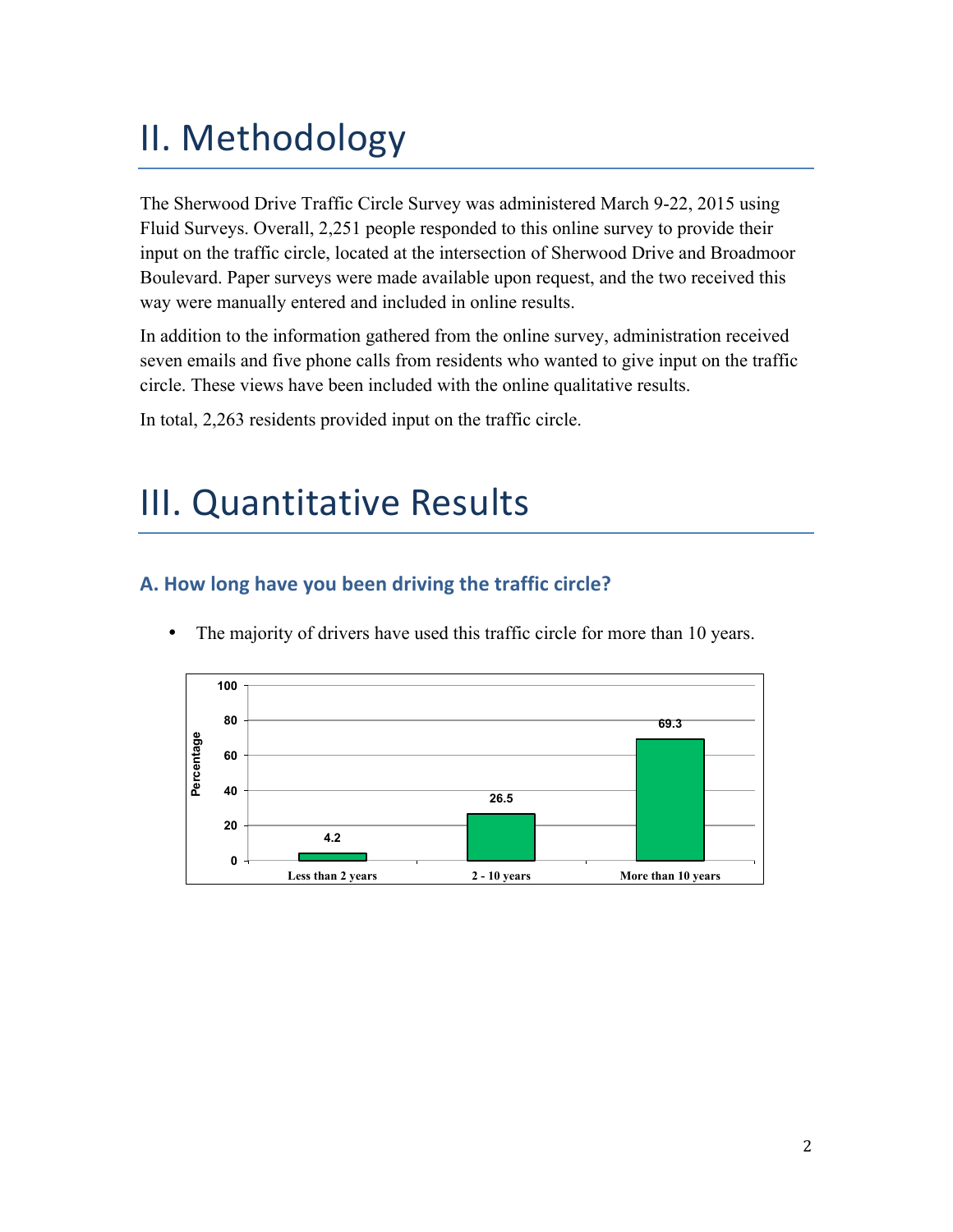# II. Methodology

The Sherwood Drive Traffic Circle Survey was administered March 9-22, 2015 using Fluid Surveys. Overall, 2,251 people responded to this online survey to provide their input on the traffic circle, located at the intersection of Sherwood Drive and Broadmoor Boulevard. Paper surveys were made available upon request, and the two received this way were manually entered and included in online results.

In addition to the information gathered from the online survey, administration received seven emails and five phone calls from residents who wanted to give input on the traffic circle. These views have been included with the online qualitative results.

In total, 2,263 residents provided input on the traffic circle.

# III. Quantitative Results

## A. How long have you been driving the traffic circle?

- The majority of drivers have used this traffic circle for more than 10 years.

| | Percentage |
|---|---|
| Less than 2 years | 4.2 |
| 2 - 10 years | 26.5 |
| More than 10 years | 69.3 |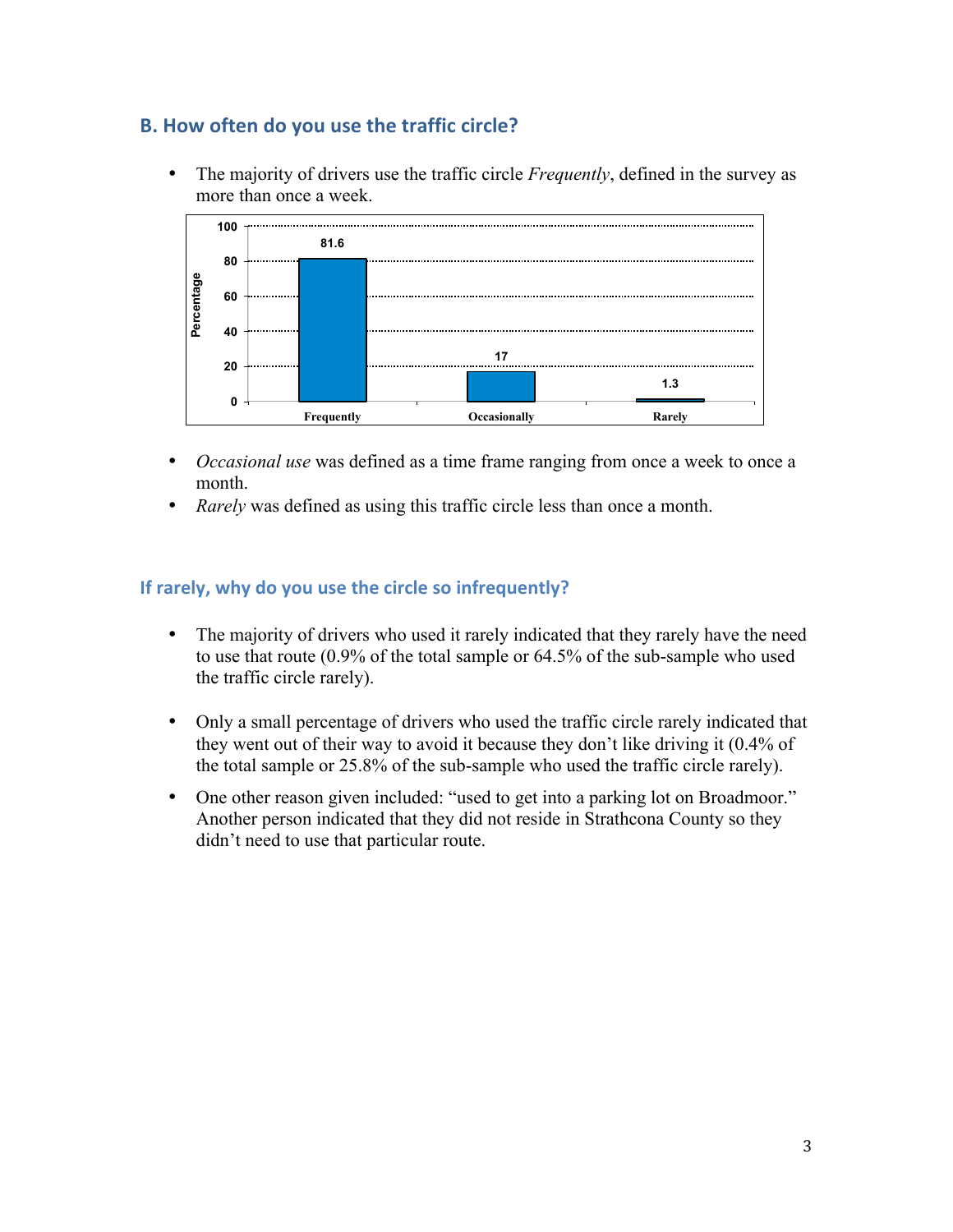## B. How often do you use the traffic circle?

- The majority of drivers use the traffic circle *Frequently*, defined in the survey as more than once a week.

| | Percentage |
|---|---|
| Frequently | 81.6 |
| Occasionally | 17 |
| Rarely | 1.3 |

- *Occasional use* was defined as a time frame ranging from once a week to once a month.
- *Rarely* was defined as using this traffic circle less than once a month.

## If rarely, why do you use the circle so infrequently?

- The majority of drivers who used it rarely indicated that they rarely have the need to use that route (0.9% of the total sample or 64.5% of the sub-sample who used the traffic circle rarely).

- Only a small percentage of drivers who used the traffic circle rarely indicated that they went out of their way to avoid it because they don't like driving it (0.4% of the total sample or 25.8% of the sub-sample who used the traffic circle rarely).

- One other reason given included: "used to get into a parking lot on Broadmoor." Another person indicated that they did not reside in Strathcona County so they didn't need to use that particular route.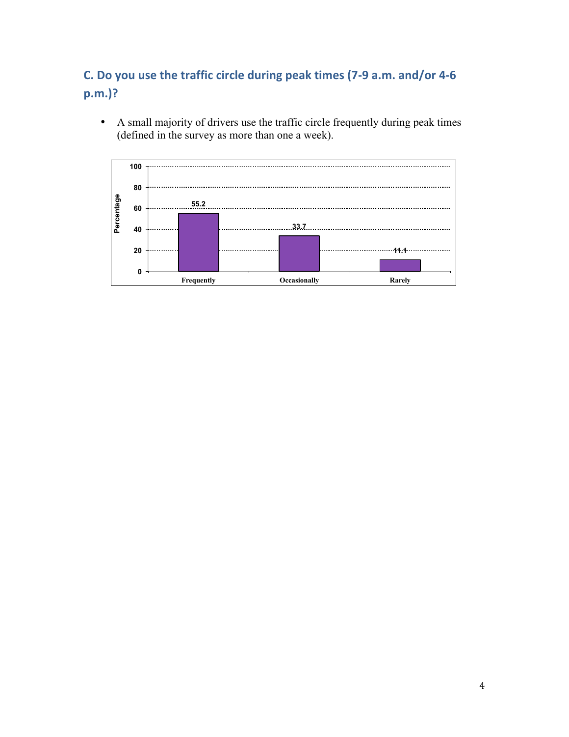## C. Do you use the traffic circle during peak times (7-9 a.m. and/or 4-6 p.m.)?

- A small majority of drivers use the traffic circle frequently during peak times (defined in the survey as more than one a week).

| | Percentage |
|---|---|
| Frequently | 55.2 |
| Occasionally | 33.7 |
| Rarely | 11.1 |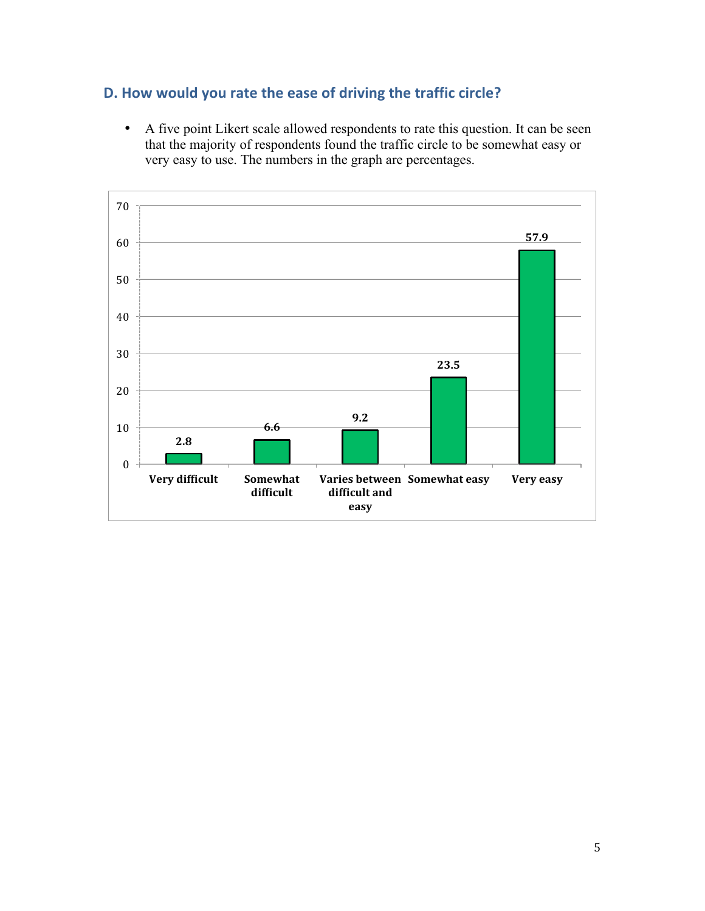### D. How would you rate the ease of driving the traffic circle?

- A five point Likert scale allowed respondents to rate this question. It can be seen that the majority of respondents found the traffic circle to be somewhat easy or very easy to use. The numbers in the graph are percentages.

| Response | Percentage |
| --- | --- |
| Very difficult | 2.8 |
| Somewhat difficult | 6.6 |
| Varies between difficult and easy | 9.2 |
| Somewhat easy | 23.5 |
| Very easy | 57.9 |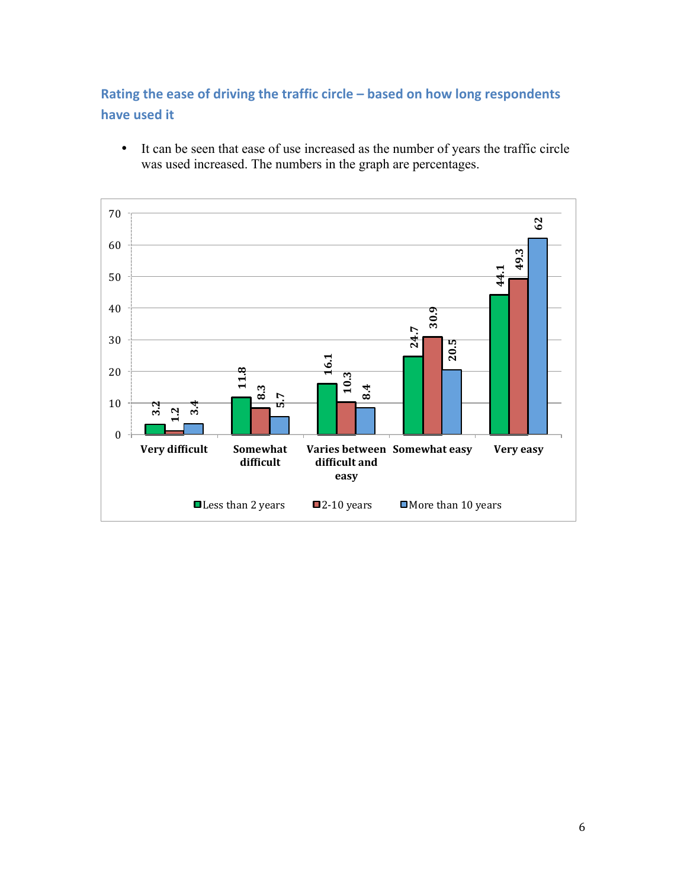## Rating the ease of driving the traffic circle – based on how long respondents have used it

- It can be seen that ease of use increased as the number of years the traffic circle was used increased. The numbers in the graph are percentages.

| | Less than 2 years | 2-10 years | More than 10 years |
|---|---|---|---|
| Very difficult | 3.2 | 1.2 | 3.4 |
| Somewhat difficult | 11.8 | 8.3 | 5.7 |
| Varies between difficult and easy | 16.1 | 10.3 | 8.4 |
| Somewhat easy | 24.7 | 30.9 | 20.5 |
| Very easy | 44.1 | 49.3 | 62 |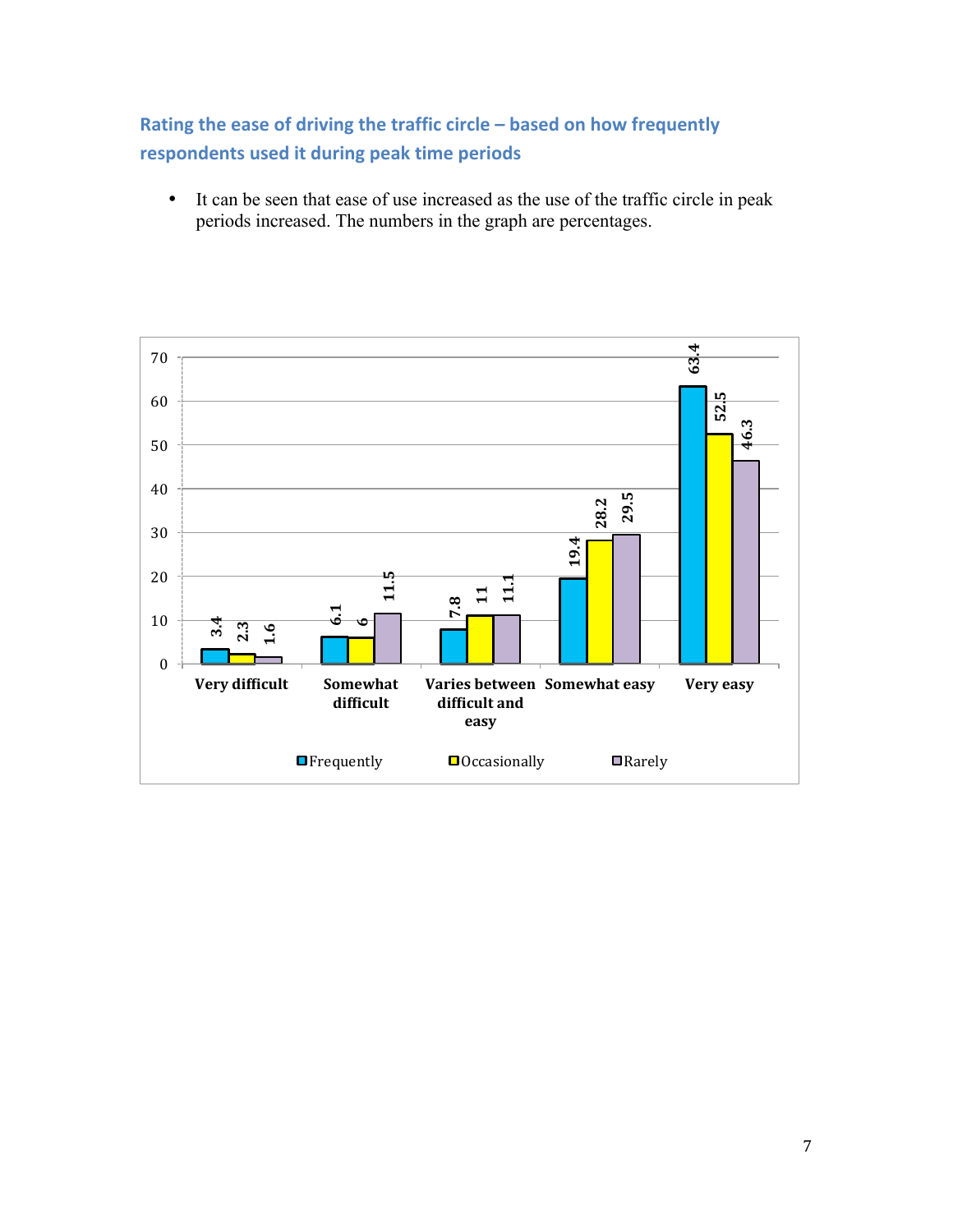## Rating the ease of driving the traffic circle – based on how frequently respondents used it during peak time periods

- It can be seen that ease of use increased as the use of the traffic circle in peak periods increased. The numbers in the graph are percentages.

| | Frequently | Occasionally | Rarely |
|---|---|---|---|
| Very difficult | 3.4 | 2.3 | 1.6 |
| Somewhat difficult | 6.1 | 6 | 11.5 |
| Varies between difficult and easy | 7.8 | 11 | 11.1 |
| Somewhat easy | 19.4 | 28.2 | 29.5 |
| Very easy | 63.4 | 52.5 | 46.3 |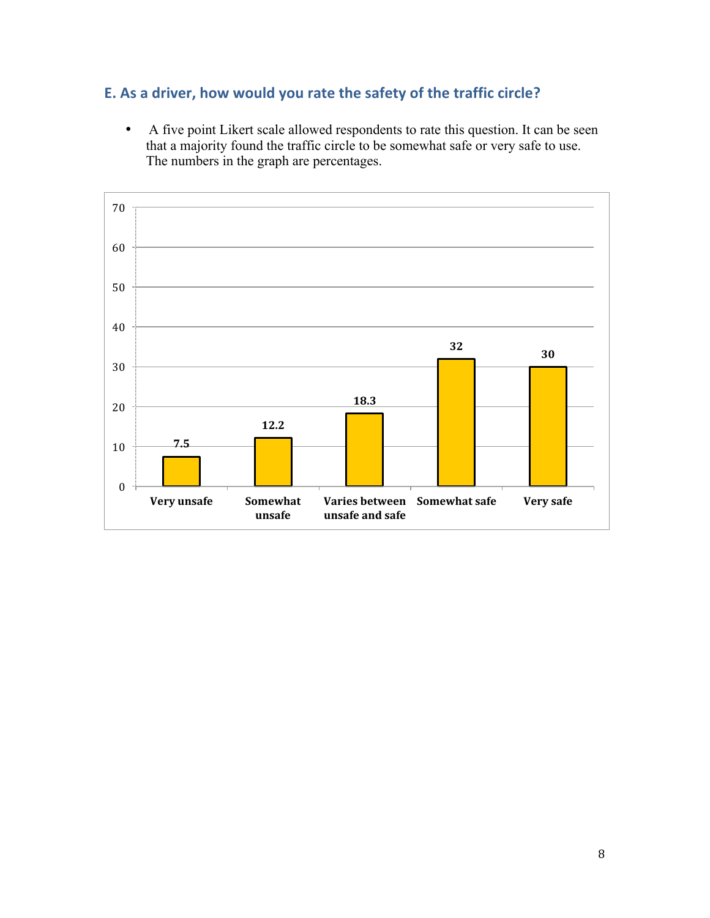## E. As a driver, how would you rate the safety of the traffic circle?

- A five point Likert scale allowed respondents to rate this question. It can be seen that a majority found the traffic circle to be somewhat safe or very safe to use. The numbers in the graph are percentages.

| Very unsafe | Somewhat unsafe | Varies between unsafe and safe | Somewhat safe | Very safe |
|---|---|---|---|---|
| 7.5 | 12.2 | 18.3 | 32 | 30 |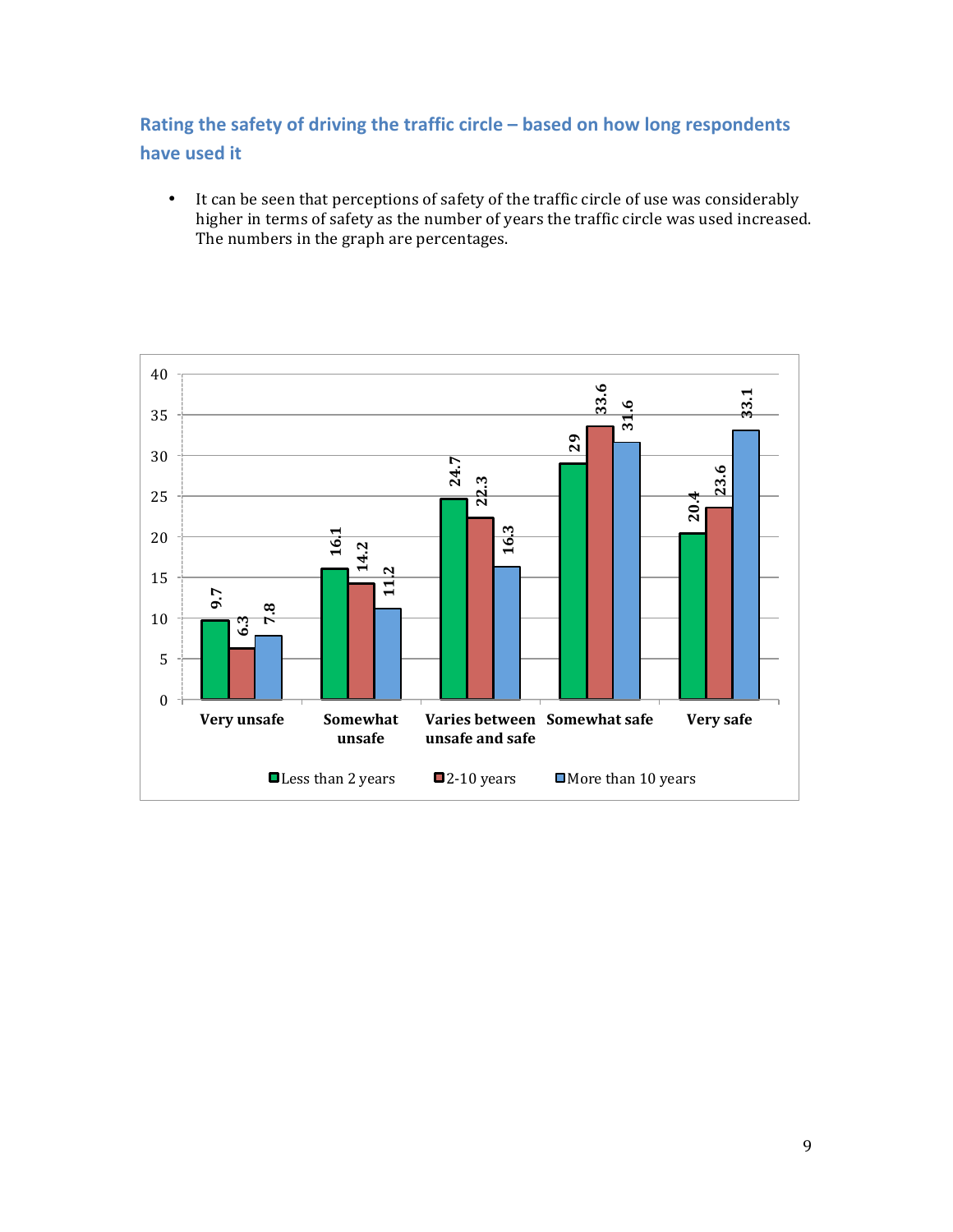### Rating the safety of driving the traffic circle – based on how long respondents have used it

- It can be seen that perceptions of safety of the traffic circle of use was considerably higher in terms of safety as the number of years the traffic circle was used increased. The numbers in the graph are percentages.

| | Less than 2 years | 2-10 years | More than 10 years |
|---|---|---|---|
| Very unsafe | 9.7 | 6.3 | 7.8 |
| Somewhat unsafe | 16.1 | 14.2 | 11.2 |
| Varies between unsafe and safe | 24.7 | 22.3 | 16.3 |
| Somewhat safe | 29 | 33.6 | 31.6 |
| Very safe | 20.4 | 23.6 | 33.1 |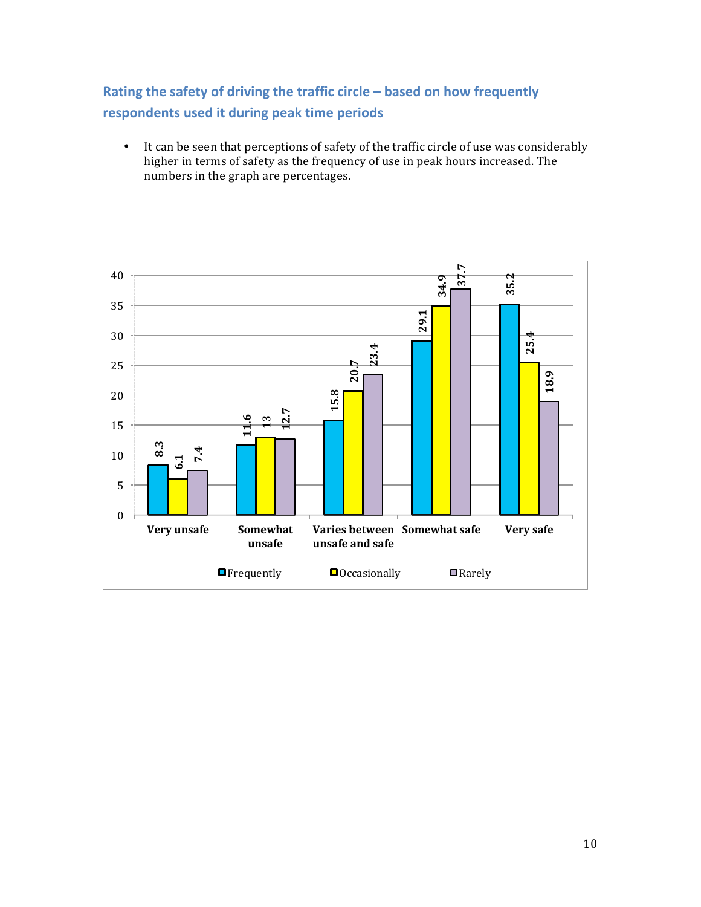### Rating the safety of driving the traffic circle – based on how frequently respondents used it during peak time periods

- It can be seen that perceptions of safety of the traffic circle of use was considerably higher in terms of safety as the frequency of use in peak hours increased. The numbers in the graph are percentages.

| | Frequently | Occasionally | Rarely |
|---|---|---|---|
| Very unsafe | 8.3 | 6.1 | 7.4 |
| Somewhat unsafe | 11.6 | 13 | 12.7 |
| Varies between unsafe and safe | 15.8 | 20.7 | 23.4 |
| Somewhat safe | 29.1 | 34.9 | 37.7 |
| Very safe | 35.2 | 25.4 | 18.9 |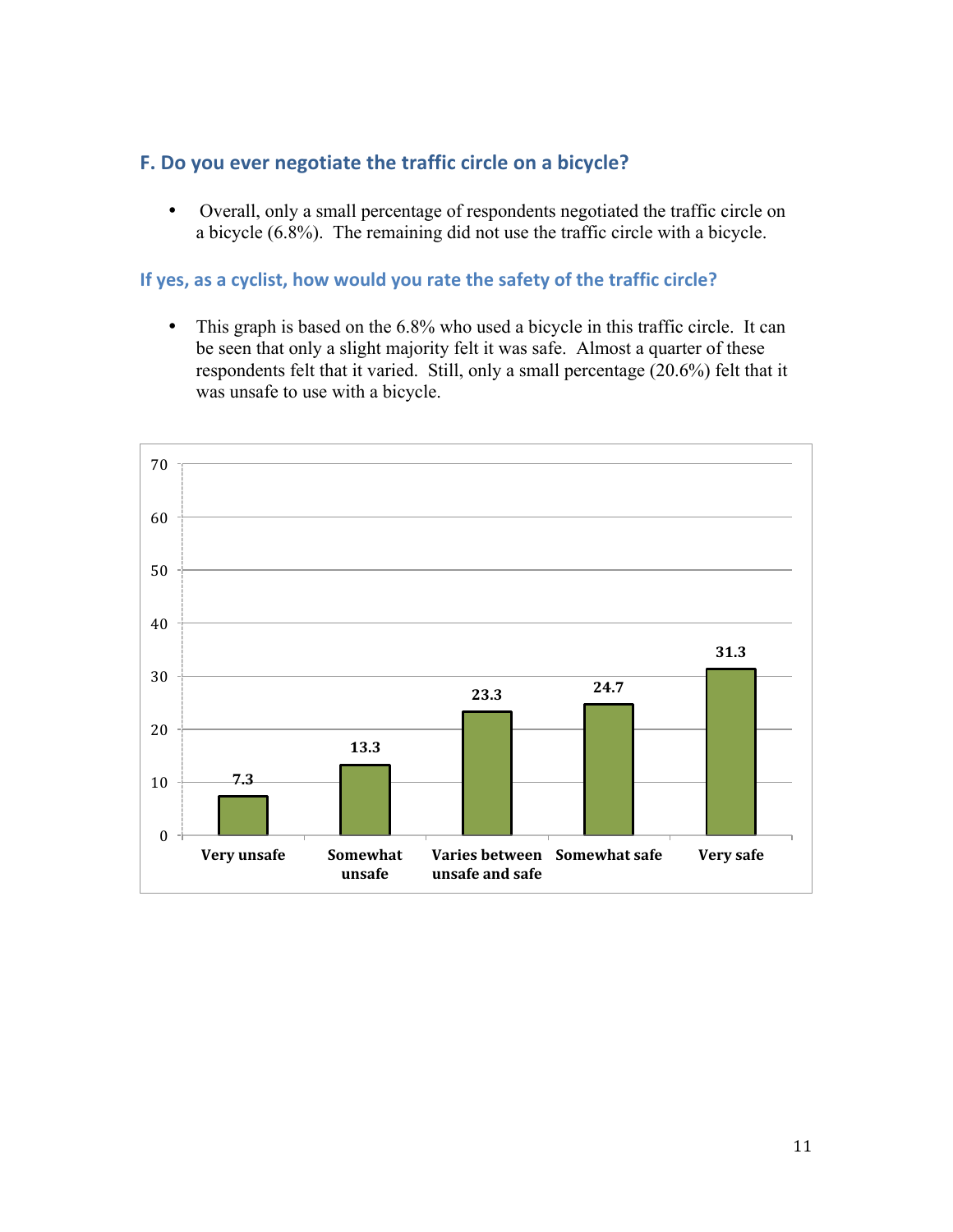## F. Do you ever negotiate the traffic circle on a bicycle?

- Overall, only a small percentage of respondents negotiated the traffic circle on a bicycle (6.8%). The remaining did not use the traffic circle with a bicycle.

## If yes, as a cyclist, how would you rate the safety of the traffic circle?

- This graph is based on the 6.8% who used a bicycle in this traffic circle. It can be seen that only a slight majority felt it was safe. Almost a quarter of these respondents felt that it varied. Still, only a small percentage (20.6%) felt that it was unsafe to use with a bicycle.

| Rating | Percent |
|---|---|
| Very unsafe | 7.3 |
| Somewhat unsafe | 13.3 |
| Varies between unsafe and safe | 23.3 |
| Somewhat safe | 24.7 |
| Very safe | 31.3 |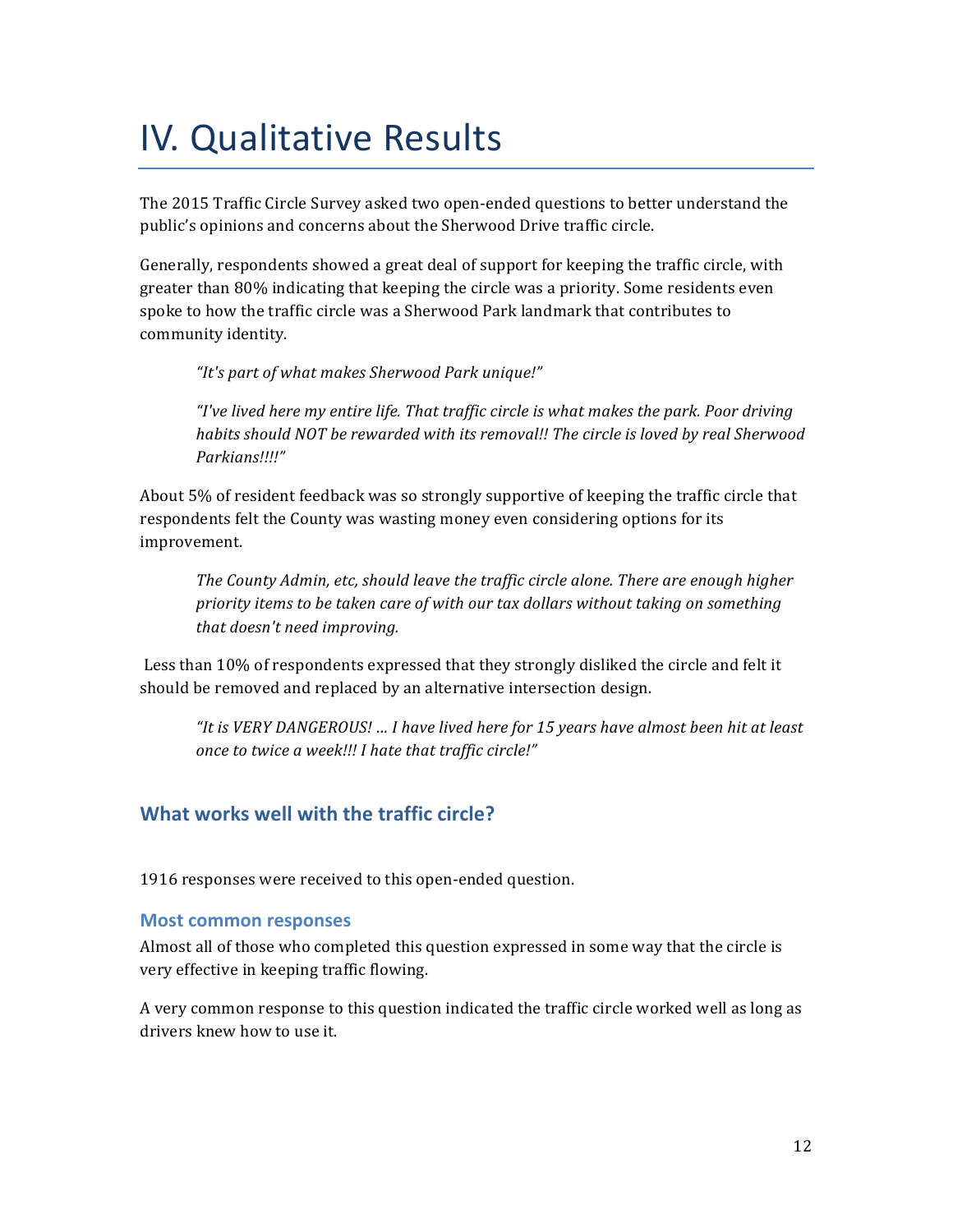# IV. Qualitative Results

The 2015 Traffic Circle Survey asked two open-ended questions to better understand the public's opinions and concerns about the Sherwood Drive traffic circle.

Generally, respondents showed a great deal of support for keeping the traffic circle, with greater than 80% indicating that keeping the circle was a priority. Some residents even spoke to how the traffic circle was a Sherwood Park landmark that contributes to community identity.

> *"It's part of what makes Sherwood Park unique!"*
>
> *"I've lived here my entire life. That traffic circle is what makes the park. Poor driving habits should NOT be rewarded with its removal!! The circle is loved by real Sherwood Parkians!!!!"*

About 5% of resident feedback was so strongly supportive of keeping the traffic circle that respondents felt the County was wasting money even considering options for its improvement.

> *The County Admin, etc, should leave the traffic circle alone. There are enough higher priority items to be taken care of with our tax dollars without taking on something that doesn't need improving.*

Less than 10% of respondents expressed that they strongly disliked the circle and felt it should be removed and replaced by an alternative intersection design.

> *"It is VERY DANGEROUS! ... I have lived here for 15 years have almost been hit at least once to twice a week!!! I hate that traffic circle!"*

## What works well with the traffic circle?

1916 responses were received to this open-ended question.

### Most common responses

Almost all of those who completed this question expressed in some way that the circle is very effective in keeping traffic flowing.

A very common response to this question indicated the traffic circle worked well as long as drivers knew how to use it.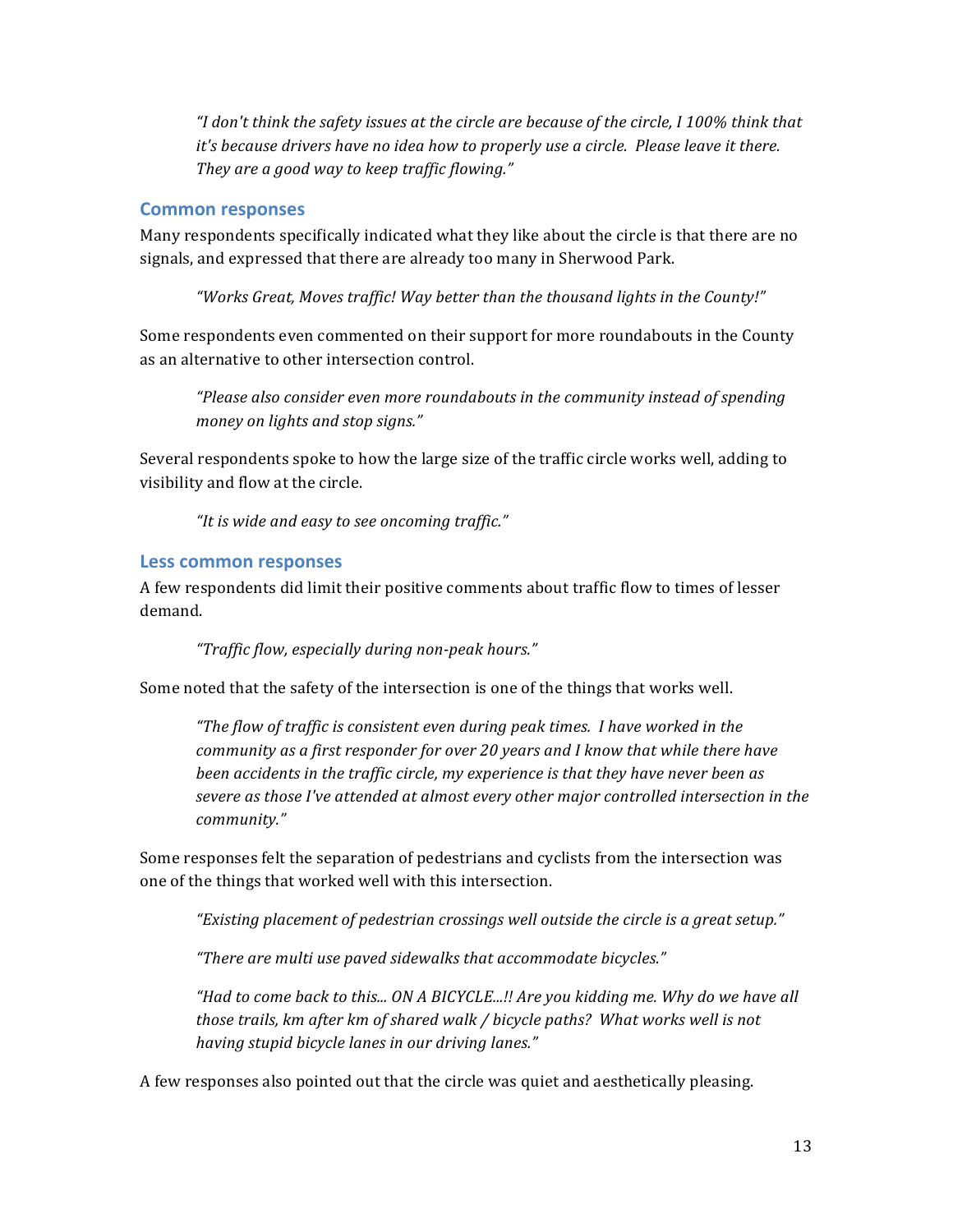*"I don't think the safety issues at the circle are because of the circle, I 100% think that it's because drivers have no idea how to properly use a circle. Please leave it there. They are a good way to keep traffic flowing."*

### Common responses

Many respondents specifically indicated what they like about the circle is that there are no signals, and expressed that there are already too many in Sherwood Park.

> *"Works Great, Moves traffic! Way better than the thousand lights in the County!"*

Some respondents even commented on their support for more roundabouts in the County as an alternative to other intersection control.

> *"Please also consider even more roundabouts in the community instead of spending money on lights and stop signs."*

Several respondents spoke to how the large size of the traffic circle works well, adding to visibility and flow at the circle.

> *"It is wide and easy to see oncoming traffic."*

### Less common responses

A few respondents did limit their positive comments about traffic flow to times of lesser demand.

> *"Traffic flow, especially during non-peak hours."*

Some noted that the safety of the intersection is one of the things that works well.

> *"The flow of traffic is consistent even during peak times. I have worked in the community as a first responder for over 20 years and I know that while there have been accidents in the traffic circle, my experience is that they have never been as severe as those I've attended at almost every other major controlled intersection in the community."*

Some responses felt the separation of pedestrians and cyclists from the intersection was one of the things that worked well with this intersection.

> *"Existing placement of pedestrian crossings well outside the circle is a great setup."*
>
> *"There are multi use paved sidewalks that accommodate bicycles."*
>
> *"Had to come back to this... ON A BICYCLE...!! Are you kidding me. Why do we have all those trails, km after km of shared walk / bicycle paths? What works well is not having stupid bicycle lanes in our driving lanes."*

A few responses also pointed out that the circle was quiet and aesthetically pleasing.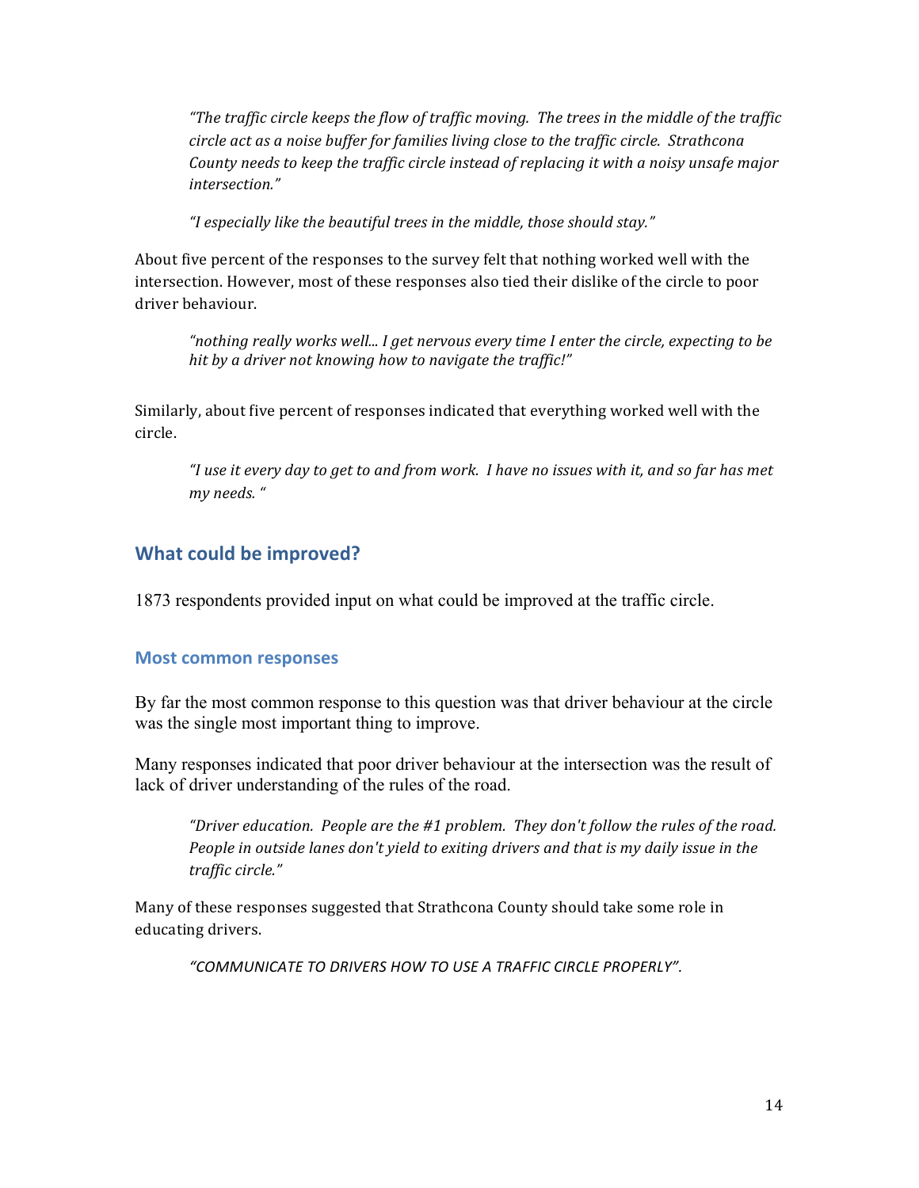> *"The traffic circle keeps the flow of traffic moving. The trees in the middle of the traffic circle act as a noise buffer for families living close to the traffic circle. Strathcona County needs to keep the traffic circle instead of replacing it with a noisy unsafe major intersection."*

> *"I especially like the beautiful trees in the middle, those should stay."*

About five percent of the responses to the survey felt that nothing worked well with the intersection. However, most of these responses also tied their dislike of the circle to poor driver behaviour.

> *"nothing really works well... I get nervous every time I enter the circle, expecting to be hit by a driver not knowing how to navigate the traffic!"*

Similarly, about five percent of responses indicated that everything worked well with the circle.

> *"I use it every day to get to and from work. I have no issues with it, and so far has met my needs. "*

## What could be improved?

1873 respondents provided input on what could be improved at the traffic circle.

### Most common responses

By far the most common response to this question was that driver behaviour at the circle was the single most important thing to improve.

Many responses indicated that poor driver behaviour at the intersection was the result of lack of driver understanding of the rules of the road.

> *"Driver education. People are the #1 problem. They don't follow the rules of the road. People in outside lanes don't yield to exiting drivers and that is my daily issue in the traffic circle."*

Many of these responses suggested that Strathcona County should take some role in educating drivers.

> *"COMMUNICATE TO DRIVERS HOW TO USE A TRAFFIC CIRCLE PROPERLY".*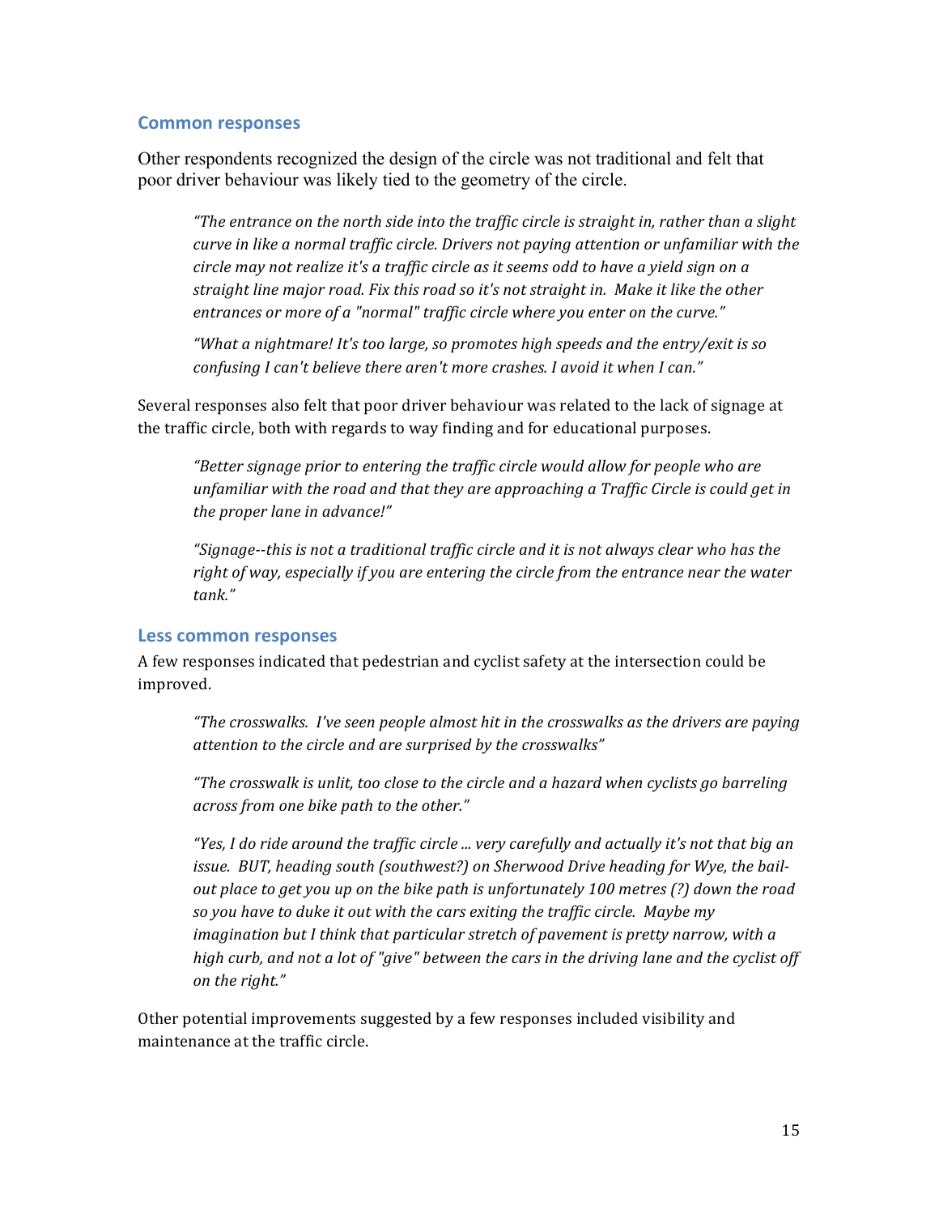### Common responses

Other respondents recognized the design of the circle was not traditional and felt that poor driver behaviour was likely tied to the geometry of the circle.

> *"The entrance on the north side into the traffic circle is straight in, rather than a slight curve in like a normal traffic circle. Drivers not paying attention or unfamiliar with the circle may not realize it's a traffic circle as it seems odd to have a yield sign on a straight line major road. Fix this road so it's not straight in. Make it like the other entrances or more of a "normal" traffic circle where you enter on the curve."*
>
> *"What a nightmare! It's too large, so promotes high speeds and the entry/exit is so confusing I can't believe there aren't more crashes. I avoid it when I can."*

Several responses also felt that poor driver behaviour was related to the lack of signage at the traffic circle, both with regards to way finding and for educational purposes.

> *"Better signage prior to entering the traffic circle would allow for people who are unfamiliar with the road and that they are approaching a Traffic Circle is could get in the proper lane in advance!"*
>
> *"Signage--this is not a traditional traffic circle and it is not always clear who has the right of way, especially if you are entering the circle from the entrance near the water tank."*

### Less common responses

A few responses indicated that pedestrian and cyclist safety at the intersection could be improved.

> *"The crosswalks. I've seen people almost hit in the crosswalks as the drivers are paying attention to the circle and are surprised by the crosswalks"*
>
> *"The crosswalk is unlit, too close to the circle and a hazard when cyclists go barreling across from one bike path to the other."*
>
> *"Yes, I do ride around the traffic circle ... very carefully and actually it's not that big an issue. BUT, heading south (southwest?) on Sherwood Drive heading for Wye, the bail-out place to get you up on the bike path is unfortunately 100 metres (?) down the road so you have to duke it out with the cars exiting the traffic circle. Maybe my imagination but I think that particular stretch of pavement is pretty narrow, with a high curb, and not a lot of "give" between the cars in the driving lane and the cyclist off on the right."*

Other potential improvements suggested by a few responses included visibility and maintenance at the traffic circle.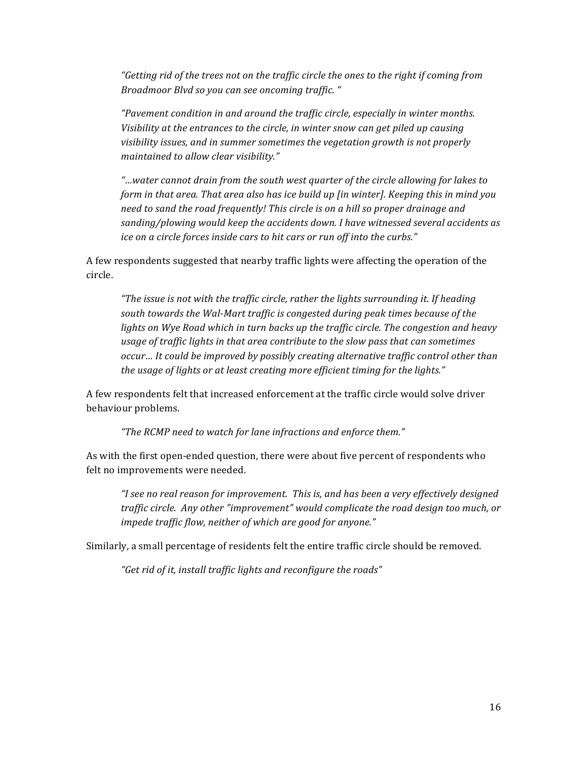*"Getting rid of the trees not on the traffic circle the ones to the right if coming from Broadmoor Blvd so you can see oncoming traffic. "*

*"Pavement condition in and around the traffic circle, especially in winter months. Visibility at the entrances to the circle, in winter snow can get piled up causing visibility issues, and in summer sometimes the vegetation growth is not properly maintained to allow clear visibility."*

*"...water cannot drain from the south west quarter of the circle allowing for lakes to form in that area. That area also has ice build up [in winter]. Keeping this in mind you need to sand the road frequently! This circle is on a hill so proper drainage and sanding/plowing would keep the accidents down. I have witnessed several accidents as ice on a circle forces inside cars to hit cars or run off into the curbs."*

A few respondents suggested that nearby traffic lights were affecting the operation of the circle.

*"The issue is not with the traffic circle, rather the lights surrounding it. If heading south towards the Wal-Mart traffic is congested during peak times because of the lights on Wye Road which in turn backs up the traffic circle. The congestion and heavy usage of traffic lights in that area contribute to the slow pass that can sometimes occur... It could be improved by possibly creating alternative traffic control other than the usage of lights or at least creating more efficient timing for the lights."*

A few respondents felt that increased enforcement at the traffic circle would solve driver behaviour problems.

*"The RCMP need to watch for lane infractions and enforce them."*

As with the first open-ended question, there were about five percent of respondents who felt no improvements were needed.

*"I see no real reason for improvement. This is, and has been a very effectively designed traffic circle. Any other "improvement" would complicate the road design too much, or impede traffic flow, neither of which are good for anyone."*

Similarly, a small percentage of residents felt the entire traffic circle should be removed.

*"Get rid of it, install traffic lights and reconfigure the roads"*